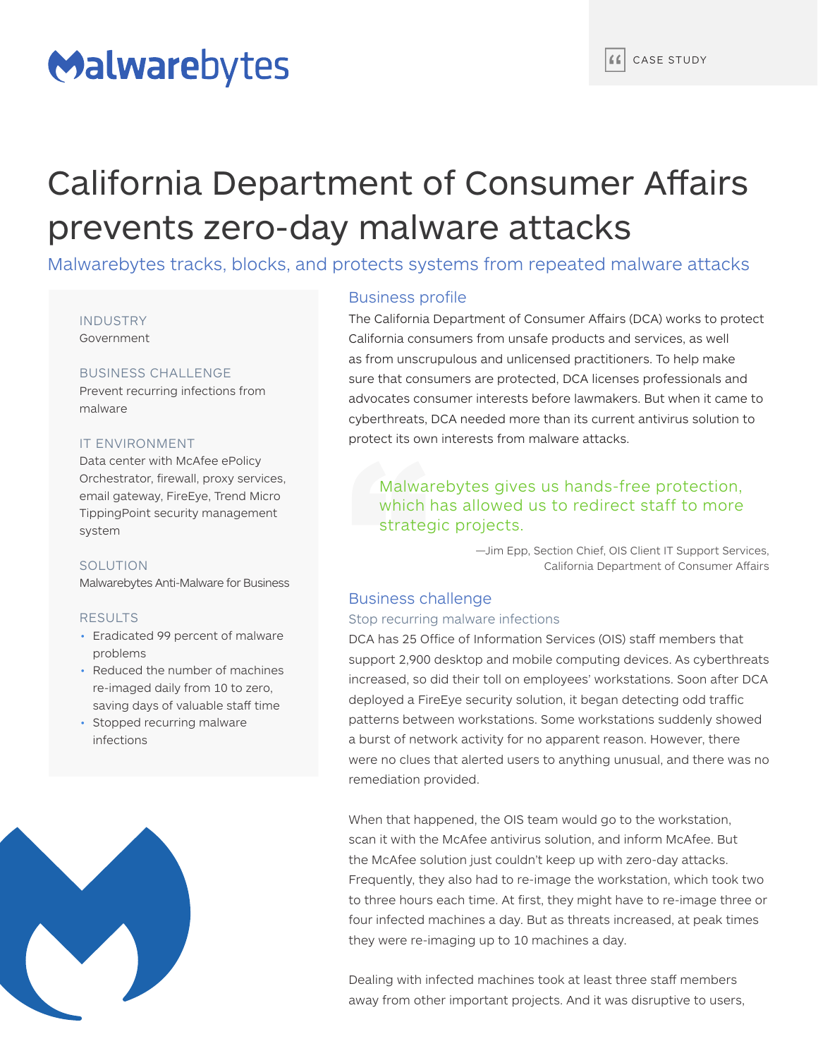Malwarebytes

CASE STUDY

# California Department of Consumer Affairs prevents zero-day malware attacks

Malwarebytes tracks, blocks, and protects systems from repeated malware attacks

INDUSTRY
Government

BUSINESS CHALLENGE
Prevent recurring infections from malware

IT ENVIRONMENT
Data center with McAfee ePolicy Orchestrator, firewall, proxy services, email gateway, FireEye, Trend Micro TippingPoint security management system

SOLUTION
Malwarebytes Anti-Malware for Business

RESULTS
- Eradicated 99 percent of malware problems
- Reduced the number of machines re-imaged daily from 10 to zero, saving days of valuable staff time
- Stopped recurring malware infections

## Business profile

The California Department of Consumer Affairs (DCA) works to protect California consumers from unsafe products and services, as well as from unscrupulous and unlicensed practitioners. To help make sure that consumers are protected, DCA licenses professionals and advocates consumer interests before lawmakers. But when it came to cyberthreats, DCA needed more than its current antivirus solution to protect its own interests from malware attacks.

> Malwarebytes gives us hands-free protection, which has allowed us to redirect staff to more strategic projects.
>
> —Jim Epp, Section Chief, OIS Client IT Support Services, California Department of Consumer Affairs

## Business challenge

### Stop recurring malware infections

DCA has 25 Office of Information Services (OIS) staff members that support 2,900 desktop and mobile computing devices. As cyberthreats increased, so did their toll on employees' workstations. Soon after DCA deployed a FireEye security solution, it began detecting odd traffic patterns between workstations. Some workstations suddenly showed a burst of network activity for no apparent reason. However, there were no clues that alerted users to anything unusual, and there was no remediation provided.

When that happened, the OIS team would go to the workstation, scan it with the McAfee antivirus solution, and inform McAfee. But the McAfee solution just couldn't keep up with zero-day attacks. Frequently, they also had to re-image the workstation, which took two to three hours each time. At first, they might have to re-image three or four infected machines a day. But as threats increased, at peak times they were re-imaging up to 10 machines a day.

Dealing with infected machines took at least three staff members away from other important projects. And it was disruptive to users,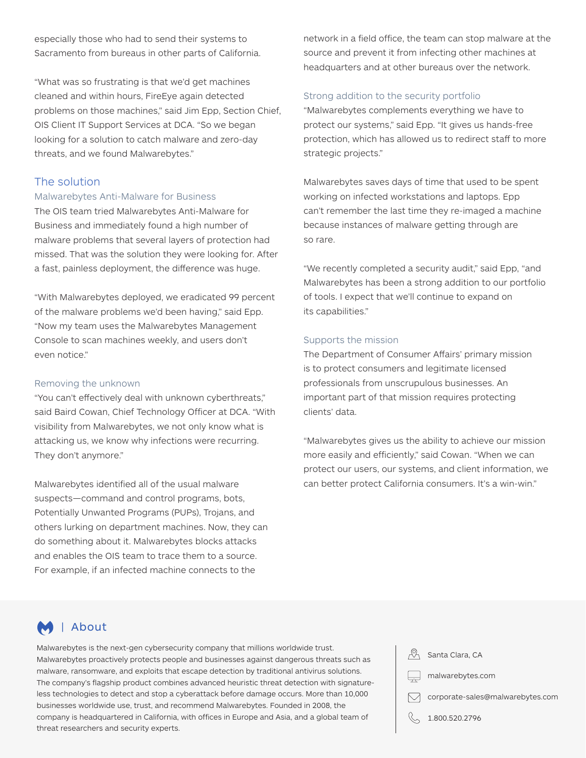especially those who had to send their systems to Sacramento from bureaus in other parts of California.

"What was so frustrating is that we'd get machines cleaned and within hours, FireEye again detected problems on those machines," said Jim Epp, Section Chief, OIS Client IT Support Services at DCA. "So we began looking for a solution to catch malware and zero-day threats, and we found Malwarebytes."

## The solution

### Malwarebytes Anti-Malware for Business

The OIS team tried Malwarebytes Anti-Malware for Business and immediately found a high number of malware problems that several layers of protection had missed. That was the solution they were looking for. After a fast, painless deployment, the difference was huge.

"With Malwarebytes deployed, we eradicated 99 percent of the malware problems we'd been having," said Epp. "Now my team uses the Malwarebytes Management Console to scan machines weekly, and users don't even notice."

### Removing the unknown

"You can't effectively deal with unknown cyberthreats," said Baird Cowan, Chief Technology Officer at DCA. "With visibility from Malwarebytes, we not only know what is attacking us, we know why infections were recurring. They don't anymore."

Malwarebytes identified all of the usual malware suspects—command and control programs, bots, Potentially Unwanted Programs (PUPs), Trojans, and others lurking on department machines. Now, they can do something about it. Malwarebytes blocks attacks and enables the OIS team to trace them to a source. For example, if an infected machine connects to the network in a field office, the team can stop malware at the source and prevent it from infecting other machines at headquarters and at other bureaus over the network.

### Strong addition to the security portfolio

"Malwarebytes complements everything we have to protect our systems," said Epp. "It gives us hands-free protection, which has allowed us to redirect staff to more strategic projects."

Malwarebytes saves days of time that used to be spent working on infected workstations and laptops. Epp can't remember the last time they re-imaged a machine because instances of malware getting through are so rare.

"We recently completed a security audit," said Epp, "and Malwarebytes has been a strong addition to our portfolio of tools. I expect that we'll continue to expand on its capabilities."

### Supports the mission

The Department of Consumer Affairs' primary mission is to protect consumers and legitimate licensed professionals from unscrupulous businesses. An important part of that mission requires protecting clients' data.

"Malwarebytes gives us the ability to achieve our mission more easily and efficiently," said Cowan. "When we can protect our users, our systems, and client information, we can better protect California consumers. It's a win-win."

## About

Malwarebytes is the next-gen cybersecurity company that millions worldwide trust. Malwarebytes proactively protects people and businesses against dangerous threats such as malware, ransomware, and exploits that escape detection by traditional antivirus solutions. The company's flagship product combines advanced heuristic threat detection with signature-less technologies to detect and stop a cyberattack before damage occurs. More than 10,000 businesses worldwide use, trust, and recommend Malwarebytes. Founded in 2008, the company is headquartered in California, with offices in Europe and Asia, and a global team of threat researchers and security experts.

Santa Clara, CA

malwarebytes.com

corporate-sales@malwarebytes.com

1.800.520.2796